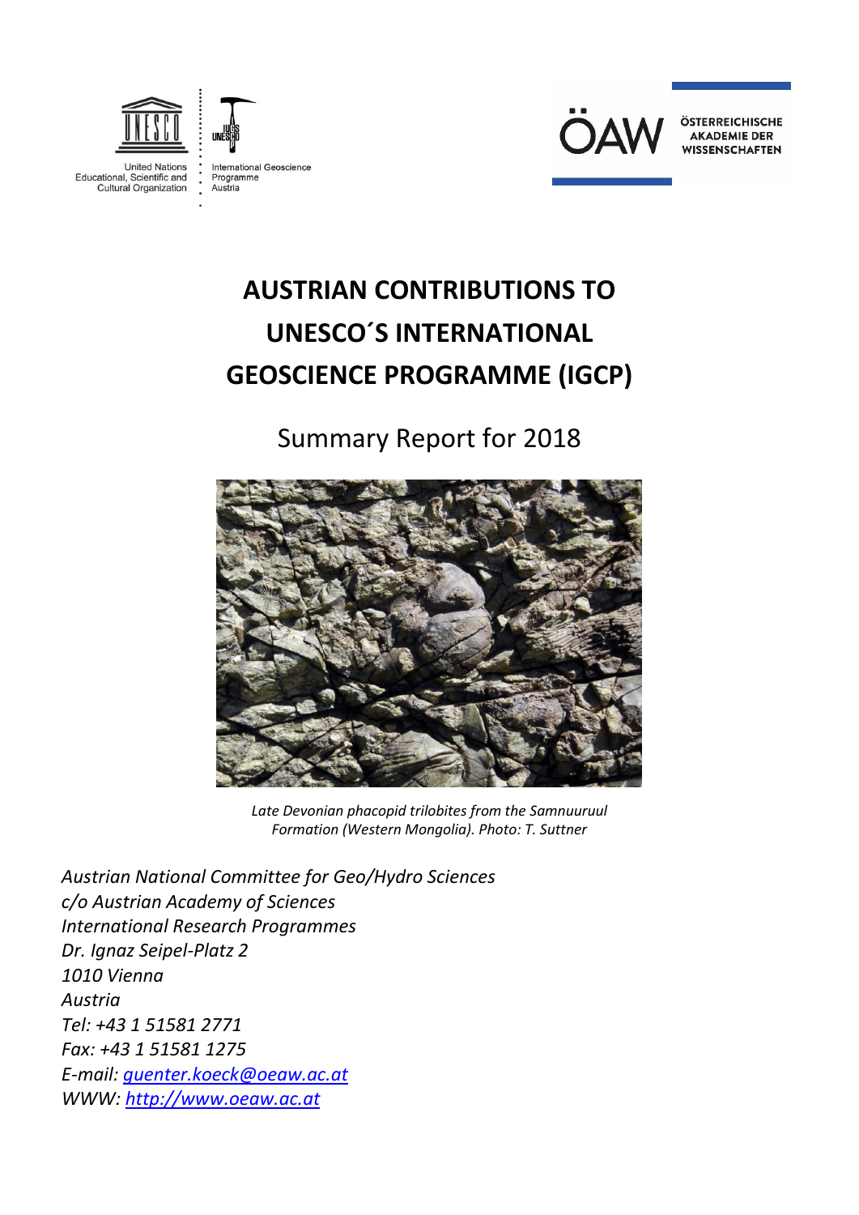United Nations Educational, Scientific and Cultural Organization

International Geoscience Programme Austria

ÖAW ÖSTERREICHISCHE AKADEMIE DER WISSENSCHAFTEN

# AUSTRIAN CONTRIBUTIONS TO UNESCO´S INTERNATIONAL GEOSCIENCE PROGRAMME (IGCP)

## Summary Report for 2018

*Late Devonian phacopid trilobites from the Samnuuruul Formation (Western Mongolia). Photo: T. Suttner*

*Austrian National Committee for Geo/Hydro Sciences*
*c/o Austrian Academy of Sciences*
*International Research Programmes*
*Dr. Ignaz Seipel-Platz 2*
*1010 Vienna*
*Austria*
*Tel: +43 1 51581 2771*
*Fax: +43 1 51581 1275*
*E-mail: guenter.koeck@oeaw.ac.at*
*WWW: http://www.oeaw.ac.at*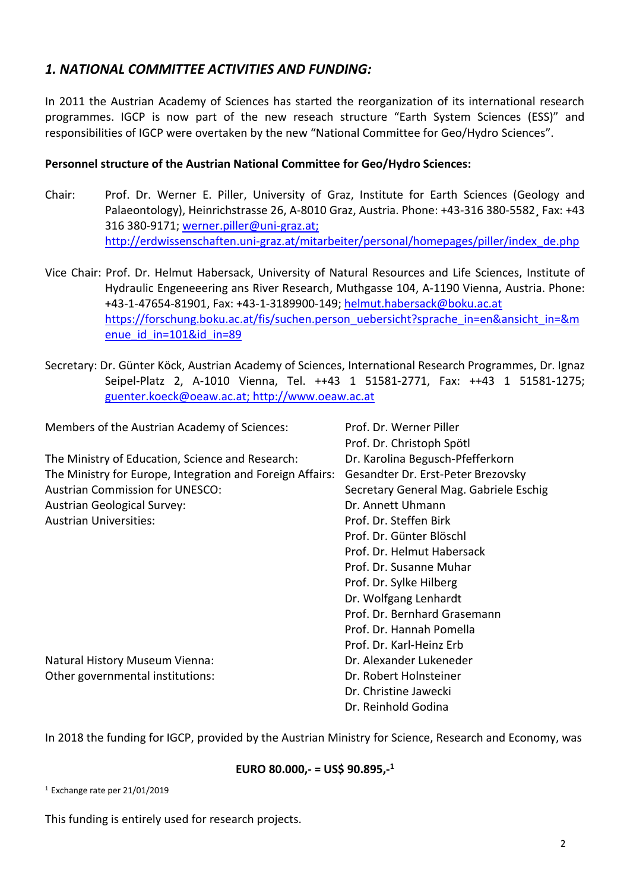## *1. NATIONAL COMMITTEE ACTIVITIES AND FUNDING:*

In 2011 the Austrian Academy of Sciences has started the reorganization of its international research programmes. IGCP is now part of the new reseach structure "Earth System Sciences (ESS)" and responsibilities of IGCP were overtaken by the new "National Committee for Geo/Hydro Sciences".

**Personnel structure of the Austrian National Committee for Geo/Hydro Sciences:**

Chair: Prof. Dr. Werner E. Piller, University of Graz, Institute for Earth Sciences (Geology and Palaeontology), Heinrichstrasse 26, A-8010 Graz, Austria. Phone: +43-316 380-5582¸ Fax: +43 316 380-9171; werner.piller@uni-graz.at; http://erdwissenschaften.uni-graz.at/mitarbeiter/personal/homepages/piller/index_de.php

Vice Chair: Prof. Dr. Helmut Habersack, University of Natural Resources and Life Sciences, Institute of Hydraulic Engeneeering ans River Research, Muthgasse 104, A-1190 Vienna, Austria. Phone: +43-1-47654-81901, Fax: +43-1-3189900-149; helmut.habersack@boku.ac.at https://forschung.boku.ac.at/fis/suchen.person_uebersicht?sprache_in=en&ansicht_in=&menue_id_in=101&id_in=89

Secretary: Dr. Günter Köck, Austrian Academy of Sciences, International Research Programmes, Dr. Ignaz Seipel-Platz 2, A-1010 Vienna, Tel. ++43 1 51581-2771, Fax: ++43 1 51581-1275; guenter.koeck@oeaw.ac.at; http://www.oeaw.ac.at

| | |
|---|---|
| Members of the Austrian Academy of Sciences: | Prof. Dr. Werner Piller |
| | Prof. Dr. Christoph Spötl |
| The Ministry of Education, Science and Research: | Dr. Karolina Begusch-Pfefferkorn |
| The Ministry for Europe, Integration and Foreign Affairs: | Gesandter Dr. Erst-Peter Brezovsky |
| Austrian Commission for UNESCO: | Secretary General Mag. Gabriele Eschig |
| Austrian Geological Survey: | Dr. Annett Uhmann |
| Austrian Universities: | Prof. Dr. Steffen Birk |
| | Prof. Dr. Günter Blöschl |
| | Prof. Dr. Helmut Habersack |
| | Prof. Dr. Susanne Muhar |
| | Prof. Dr. Sylke Hilberg |
| | Dr. Wolfgang Lenhardt |
| | Prof. Dr. Bernhard Grasemann |
| | Prof. Dr. Hannah Pomella |
| | Prof. Dr. Karl-Heinz Erb |
| Natural History Museum Vienna: | Dr. Alexander Lukeneder |
| Other governmental institutions: | Dr. Robert Holnsteiner |
| | Dr. Christine Jawecki |
| | Dr. Reinhold Godina |

In 2018 the funding for IGCP, provided by the Austrian Ministry for Science, Research and Economy, was

**EURO 80.000,- = US$ 90.895,-[1]**

[1] Exchange rate per 21/01/2019

This funding is entirely used for research projects.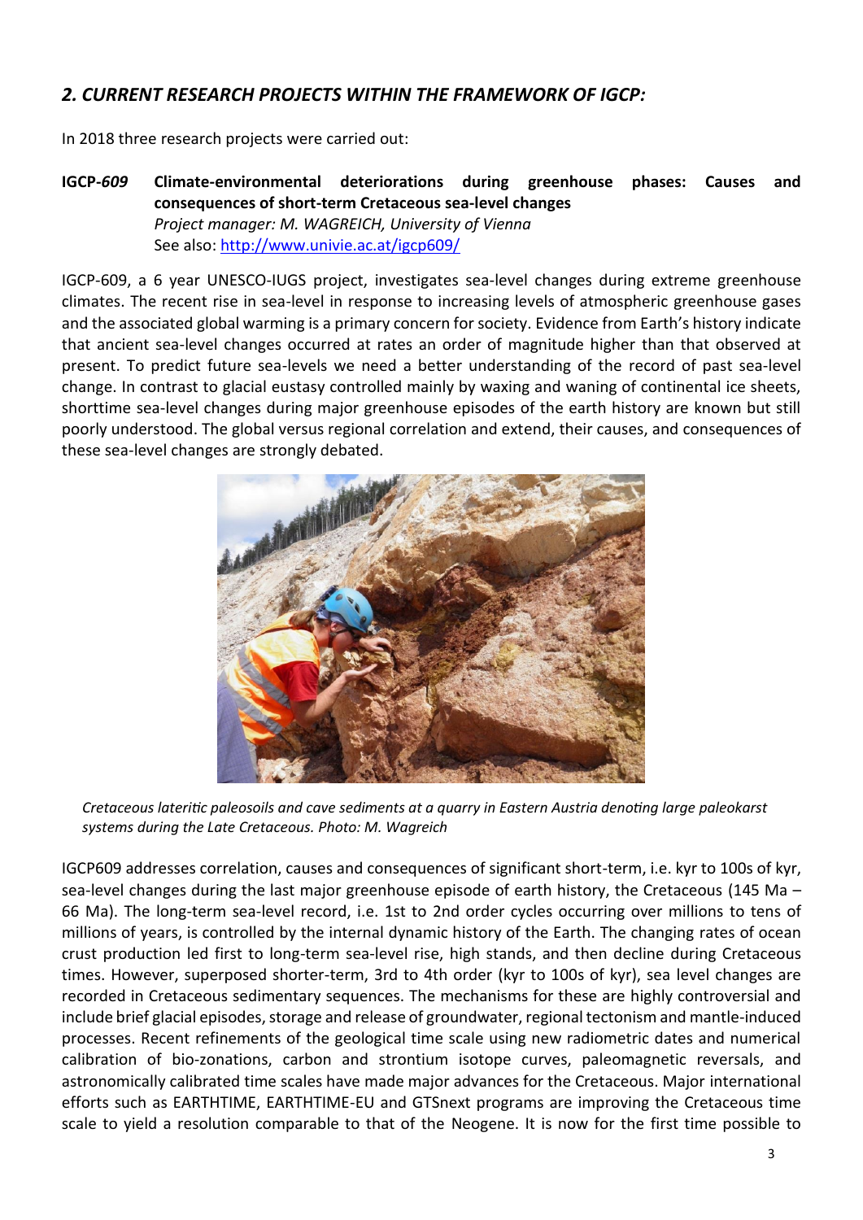## *2. CURRENT RESEARCH PROJECTS WITHIN THE FRAMEWORK OF IGCP:*

In 2018 three research projects were carried out:

**IGCP-*609*** **Climate-environmental deteriorations during greenhouse phases: Causes and consequences of short-term Cretaceous sea-level changes**
*Project manager: M. WAGREICH, University of Vienna*
See also: [http://www.univie.ac.at/igcp609/](http://www.univie.ac.at/igcp609/)

IGCP-609, a 6 year UNESCO-IUGS project, investigates sea-level changes during extreme greenhouse climates. The recent rise in sea-level in response to increasing levels of atmospheric greenhouse gases and the associated global warming is a primary concern for society. Evidence from Earth's history indicate that ancient sea-level changes occurred at rates an order of magnitude higher than that observed at present. To predict future sea-levels we need a better understanding of the record of past sea-level change. In contrast to glacial eustasy controlled mainly by waxing and waning of continental ice sheets, shorttime sea-level changes during major greenhouse episodes of the earth history are known but still poorly understood. The global versus regional correlation and extend, their causes, and consequences of these sea-level changes are strongly debated.

*Cretaceous lateritic paleosoils and cave sediments at a quarry in Eastern Austria denoting large paleokarst systems during the Late Cretaceous. Photo: M. Wagreich*

IGCP609 addresses correlation, causes and consequences of significant short-term, i.e. kyr to 100s of kyr, sea-level changes during the last major greenhouse episode of earth history, the Cretaceous (145 Ma – 66 Ma). The long-term sea-level record, i.e. 1st to 2nd order cycles occurring over millions to tens of millions of years, is controlled by the internal dynamic history of the Earth. The changing rates of ocean crust production led first to long-term sea-level rise, high stands, and then decline during Cretaceous times. However, superposed shorter-term, 3rd to 4th order (kyr to 100s of kyr), sea level changes are recorded in Cretaceous sedimentary sequences. The mechanisms for these are highly controversial and include brief glacial episodes, storage and release of groundwater, regional tectonism and mantle-induced processes. Recent refinements of the geological time scale using new radiometric dates and numerical calibration of bio-zonations, carbon and strontium isotope curves, paleomagnetic reversals, and astronomically calibrated time scales have made major advances for the Cretaceous. Major international efforts such as EARTHTIME, EARTHTIME-EU and GTSnext programs are improving the Cretaceous time scale to yield a resolution comparable to that of the Neogene. It is now for the first time possible to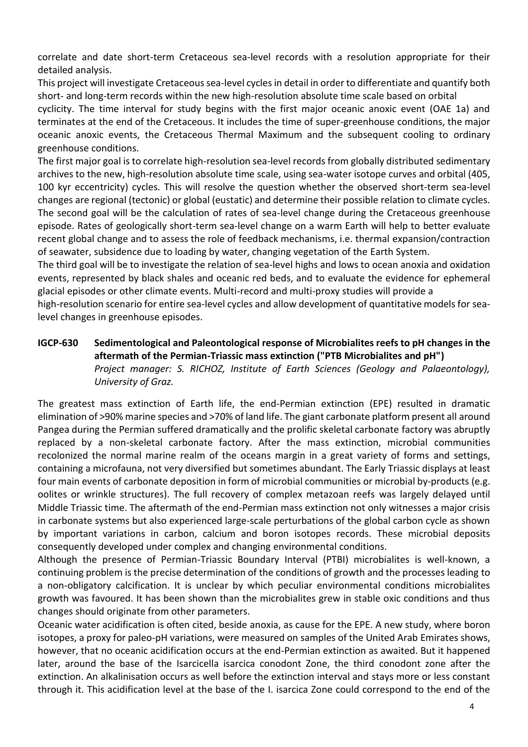correlate and date short-term Cretaceous sea-level records with a resolution appropriate for their detailed analysis.

This project will investigate Cretaceous sea-level cycles in detail in order to differentiate and quantify both short- and long-term records within the new high-resolution absolute time scale based on orbital cyclicity. The time interval for study begins with the first major oceanic anoxic event (OAE 1a) and terminates at the end of the Cretaceous. It includes the time of super-greenhouse conditions, the major oceanic anoxic events, the Cretaceous Thermal Maximum and the subsequent cooling to ordinary greenhouse conditions.

The first major goal is to correlate high-resolution sea-level records from globally distributed sedimentary archives to the new, high-resolution absolute time scale, using sea-water isotope curves and orbital (405, 100 kyr eccentricity) cycles. This will resolve the question whether the observed short-term sea-level changes are regional (tectonic) or global (eustatic) and determine their possible relation to climate cycles. The second goal will be the calculation of rates of sea-level change during the Cretaceous greenhouse episode. Rates of geologically short-term sea-level change on a warm Earth will help to better evaluate recent global change and to assess the role of feedback mechanisms, i.e. thermal expansion/contraction of seawater, subsidence due to loading by water, changing vegetation of the Earth System.

The third goal will be to investigate the relation of sea-level highs and lows to ocean anoxia and oxidation events, represented by black shales and oceanic red beds, and to evaluate the evidence for ephemeral glacial episodes or other climate events. Multi-record and multi-proxy studies will provide a high-resolution scenario for entire sea-level cycles and allow development of quantitative models for sea-level changes in greenhouse episodes.

**IGCP-630 Sedimentological and Paleontological response of Microbialites reefs to pH changes in the aftermath of the Permian-Triassic mass extinction ("PTB Microbialites and pH")**
*Project manager: S. RICHOZ, Institute of Earth Sciences (Geology and Palaeontology), University of Graz.*

The greatest mass extinction of Earth life, the end-Permian extinction (EPE) resulted in dramatic elimination of >90% marine species and >70% of land life. The giant carbonate platform present all around Pangea during the Permian suffered dramatically and the prolific skeletal carbonate factory was abruptly replaced by a non-skeletal carbonate factory. After the mass extinction, microbial communities recolonized the normal marine realm of the oceans margin in a great variety of forms and settings, containing a microfauna, not very diversified but sometimes abundant. The Early Triassic displays at least four main events of carbonate deposition in form of microbial communities or microbial by-products (e.g. oolites or wrinkle structures). The full recovery of complex metazoan reefs was largely delayed until Middle Triassic time. The aftermath of the end-Permian mass extinction not only witnesses a major crisis in carbonate systems but also experienced large-scale perturbations of the global carbon cycle as shown by important variations in carbon, calcium and boron isotopes records. These microbial deposits consequently developed under complex and changing environmental conditions.

Although the presence of Permian-Triassic Boundary Interval (PTBI) microbialites is well-known, a continuing problem is the precise determination of the conditions of growth and the processes leading to a non-obligatory calcification. It is unclear by which peculiar environmental conditions microbialites growth was favoured. It has been shown than the microbialites grew in stable oxic conditions and thus changes should originate from other parameters.

Oceanic water acidification is often cited, beside anoxia, as cause for the EPE. A new study, where boron isotopes, a proxy for paleo-pH variations, were measured on samples of the United Arab Emirates shows, however, that no oceanic acidification occurs at the end-Permian extinction as awaited. But it happened later, around the base of the Isarcicella isarcica conodont Zone, the third conodont zone after the extinction. An alkalinisation occurs as well before the extinction interval and stays more or less constant through it. This acidification level at the base of the I. isarcica Zone could correspond to the end of the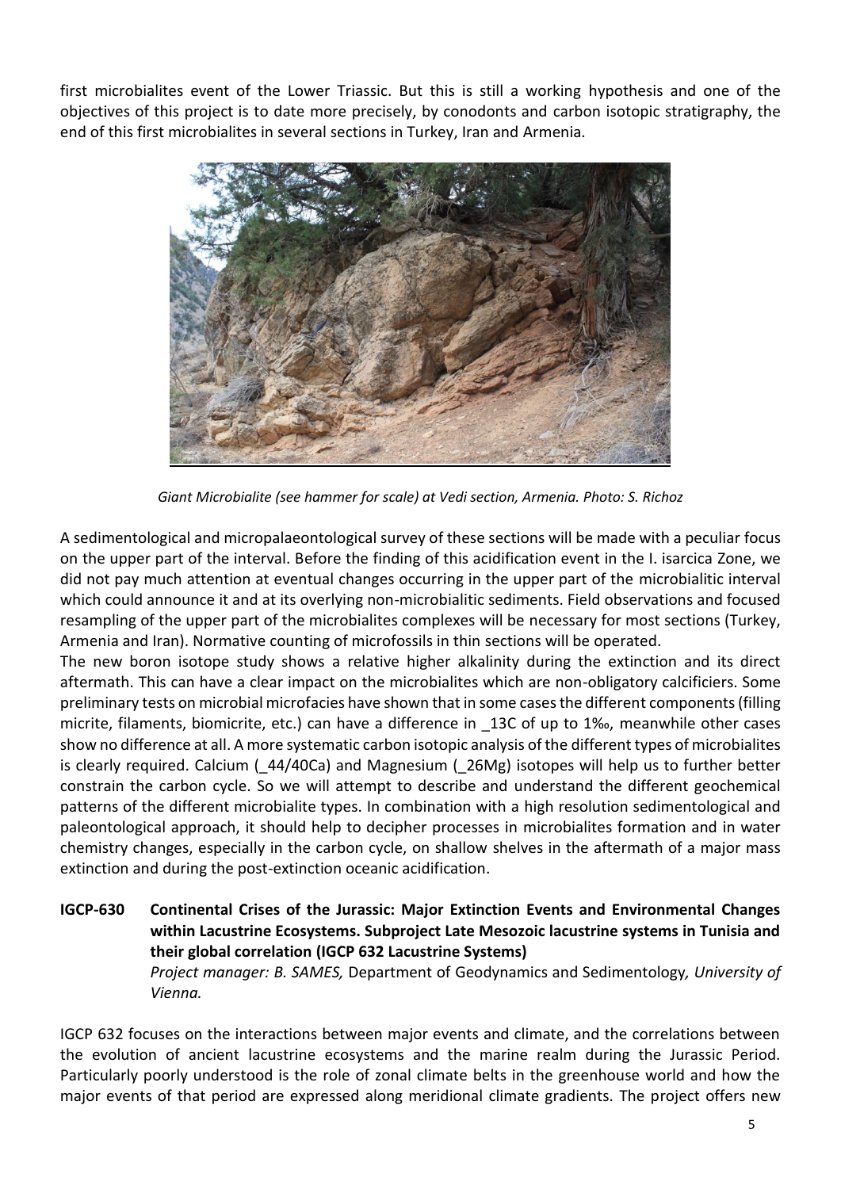first microbialites event of the Lower Triassic. But this is still a working hypothesis and one of the objectives of this project is to date more precisely, by conodonts and carbon isotopic stratigraphy, the end of this first microbialites in several sections in Turkey, Iran and Armenia.

*Giant Microbialite (see hammer for scale) at Vedi section, Armenia. Photo: S. Richoz*

A sedimentological and micropalaeontological survey of these sections will be made with a peculiar focus on the upper part of the interval. Before the finding of this acidification event in the I. isarcica Zone, we did not pay much attention at eventual changes occurring in the upper part of the microbialitic interval which could announce it and at its overlying non-microbialitic sediments. Field observations and focused resampling of the upper part of the microbialites complexes will be necessary for most sections (Turkey, Armenia and Iran). Normative counting of microfossils in thin sections will be operated.

The new boron isotope study shows a relative higher alkalinity during the extinction and its direct aftermath. This can have a clear impact on the microbialites which are non-obligatory calcificiers. Some preliminary tests on microbial microfacies have shown that in some cases the different components (filling micrite, filaments, biomicrite, etc.) can have a difference in _13C of up to 1‰, meanwhile other cases show no difference at all. A more systematic carbon isotopic analysis of the different types of microbialites is clearly required. Calcium (_44/40Ca) and Magnesium (_26Mg) isotopes will help us to further better constrain the carbon cycle. So we will attempt to describe and understand the different geochemical patterns of the different microbialite types. In combination with a high resolution sedimentological and paleontological approach, it should help to decipher processes in microbialites formation and in water chemistry changes, especially in the carbon cycle, on shallow shelves in the aftermath of a major mass extinction and during the post-extinction oceanic acidification.

**IGCP-630 Continental Crises of the Jurassic: Major Extinction Events and Environmental Changes within Lacustrine Ecosystems. Subproject Late Mesozoic lacustrine systems in Tunisia and their global correlation (IGCP 632 Lacustrine Systems)**

*Project manager: B. SAMES,* Department of Geodynamics and Sedimentology*, University of Vienna.*

IGCP 632 focuses on the interactions between major events and climate, and the correlations between the evolution of ancient lacustrine ecosystems and the marine realm during the Jurassic Period. Particularly poorly understood is the role of zonal climate belts in the greenhouse world and how the major events of that period are expressed along meridional climate gradients. The project offers new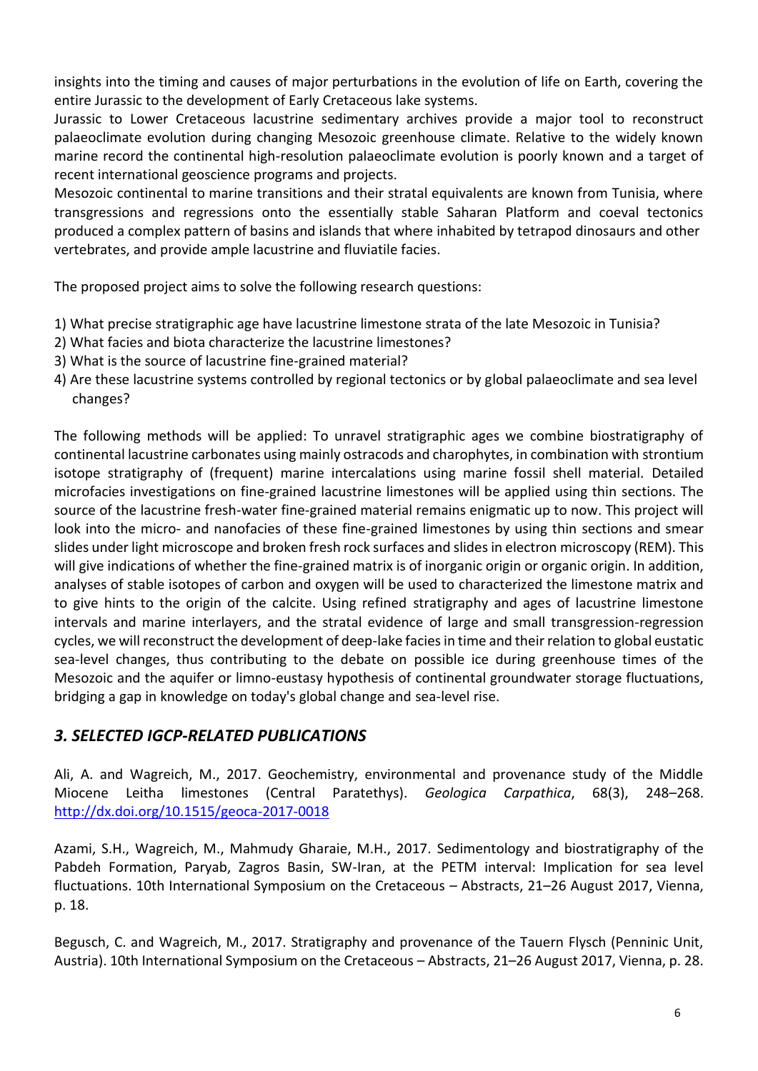insights into the timing and causes of major perturbations in the evolution of life on Earth, covering the entire Jurassic to the development of Early Cretaceous lake systems.

Jurassic to Lower Cretaceous lacustrine sedimentary archives provide a major tool to reconstruct palaeoclimate evolution during changing Mesozoic greenhouse climate. Relative to the widely known marine record the continental high-resolution palaeoclimate evolution is poorly known and a target of recent international geoscience programs and projects.

Mesozoic continental to marine transitions and their stratal equivalents are known from Tunisia, where transgressions and regressions onto the essentially stable Saharan Platform and coeval tectonics produced a complex pattern of basins and islands that where inhabited by tetrapod dinosaurs and other vertebrates, and provide ample lacustrine and fluviatile facies.

The proposed project aims to solve the following research questions:

1) What precise stratigraphic age have lacustrine limestone strata of the late Mesozoic in Tunisia?
2) What facies and biota characterize the lacustrine limestones?
3) What is the source of lacustrine fine-grained material?
4) Are these lacustrine systems controlled by regional tectonics or by global palaeoclimate and sea level changes?

The following methods will be applied: To unravel stratigraphic ages we combine biostratigraphy of continental lacustrine carbonates using mainly ostracods and charophytes, in combination with strontium isotope stratigraphy of (frequent) marine intercalations using marine fossil shell material. Detailed microfacies investigations on fine-grained lacustrine limestones will be applied using thin sections. The source of the lacustrine fresh-water fine-grained material remains enigmatic up to now. This project will look into the micro- and nanofacies of these fine-grained limestones by using thin sections and smear slides under light microscope and broken fresh rock surfaces and slides in electron microscopy (REM). This will give indications of whether the fine-grained matrix is of inorganic origin or organic origin. In addition, analyses of stable isotopes of carbon and oxygen will be used to characterized the limestone matrix and to give hints to the origin of the calcite. Using refined stratigraphy and ages of lacustrine limestone intervals and marine interlayers, and the stratal evidence of large and small transgression-regression cycles, we will reconstruct the development of deep-lake facies in time and their relation to global eustatic sea-level changes, thus contributing to the debate on possible ice during greenhouse times of the Mesozoic and the aquifer or limno-eustasy hypothesis of continental groundwater storage fluctuations, bridging a gap in knowledge on today's global change and sea-level rise.

## *3. SELECTED IGCP-RELATED PUBLICATIONS*

Ali, A. and Wagreich, M., 2017. Geochemistry, environmental and provenance study of the Middle Miocene Leitha limestones (Central Paratethys). *Geologica Carpathica*, 68(3), 248–268. http://dx.doi.org/10.1515/geoca-2017-0018

Azami, S.H., Wagreich, M., Mahmudy Gharaie, M.H., 2017. Sedimentology and biostratigraphy of the Pabdeh Formation, Paryab, Zagros Basin, SW-Iran, at the PETM interval: Implication for sea level fluctuations. 10th International Symposium on the Cretaceous – Abstracts, 21–26 August 2017, Vienna, p. 18.

Begusch, C. and Wagreich, M., 2017. Stratigraphy and provenance of the Tauern Flysch (Penninic Unit, Austria). 10th International Symposium on the Cretaceous – Abstracts, 21–26 August 2017, Vienna, p. 28.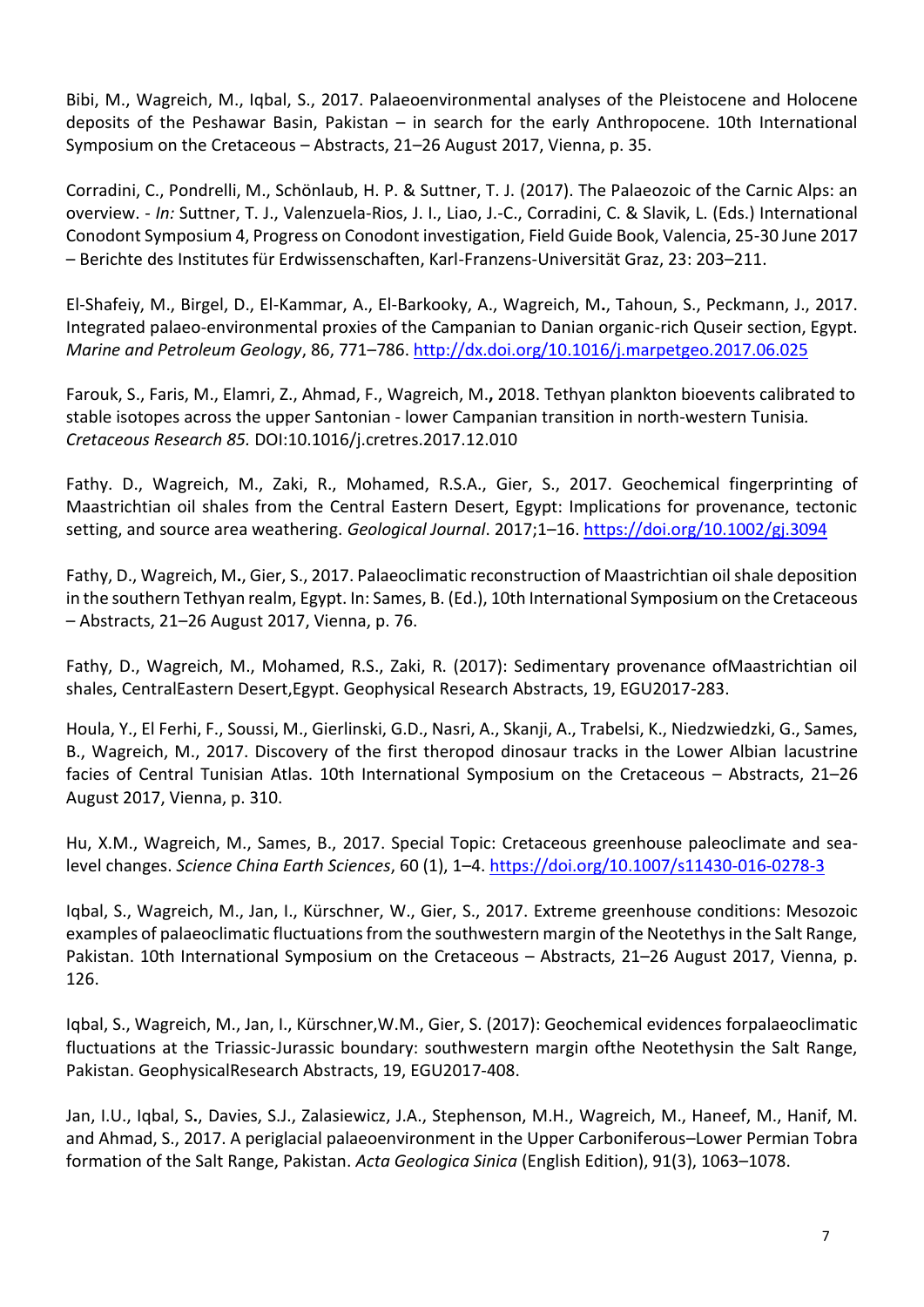Bibi, M., Wagreich, M., Iqbal, S., 2017. Palaeoenvironmental analyses of the Pleistocene and Holocene deposits of the Peshawar Basin, Pakistan – in search for the early Anthropocene. 10th International Symposium on the Cretaceous – Abstracts, 21–26 August 2017, Vienna, p. 35.

Corradini, C., Pondrelli, M., Schönlaub, H. P. & Suttner, T. J. (2017). The Palaeozoic of the Carnic Alps: an overview. - *In:* Suttner, T. J., Valenzuela-Rios, J. I., Liao, J.-C., Corradini, C. & Slavik, L. (Eds.) International Conodont Symposium 4, Progress on Conodont investigation, Field Guide Book, Valencia, 25-30 June 2017 – Berichte des Institutes für Erdwissenschaften, Karl-Franzens-Universität Graz, 23: 203–211.

El-Shafeiy, M., Birgel, D., El-Kammar, A., El-Barkooky, A., Wagreich, M**.**, Tahoun, S., Peckmann, J., 2017. Integrated palaeo-environmental proxies of the Campanian to Danian organic-rich Quseir section, Egypt. *Marine and Petroleum Geology*, 86, 771–786. http://dx.doi.org/10.1016/j.marpetgeo.2017.06.025

Farouk, S., Faris, M., Elamri, Z., Ahmad, F., Wagreich, M**.**, 2018. Tethyan plankton bioevents calibrated to stable isotopes across the upper Santonian - lower Campanian transition in north-western Tunisia*. Cretaceous Research 85.* DOI:10.1016/j.cretres.2017.12.010

Fathy. D., Wagreich, M., Zaki, R., Mohamed, R.S.A., Gier, S., 2017. Geochemical fingerprinting of Maastrichtian oil shales from the Central Eastern Desert, Egypt: Implications for provenance, tectonic setting, and source area weathering. *Geological Journal*. 2017;1–16. https://doi.org/10.1002/gj.3094

Fathy, D., Wagreich, M**.**, Gier, S., 2017. Palaeoclimatic reconstruction of Maastrichtian oil shale deposition in the southern Tethyan realm, Egypt. In: Sames, B. (Ed.), 10th International Symposium on the Cretaceous – Abstracts, 21–26 August 2017, Vienna, p. 76.

Fathy, D., Wagreich, M., Mohamed, R.S., Zaki, R. (2017): Sedimentary provenance ofMaastrichtian oil shales, CentralEastern Desert,Egypt. Geophysical Research Abstracts, 19, EGU2017-283.

Houla, Y., El Ferhi, F., Soussi, M., Gierlinski, G.D., Nasri, A., Skanji, A., Trabelsi, K., Niedzwiedzki, G., Sames, B., Wagreich, M., 2017. Discovery of the first theropod dinosaur tracks in the Lower Albian lacustrine facies of Central Tunisian Atlas. 10th International Symposium on the Cretaceous – Abstracts, 21–26 August 2017, Vienna, p. 310.

Hu, X.M., Wagreich, M., Sames, B., 2017. Special Topic: Cretaceous greenhouse paleoclimate and sea-level changes. *Science China Earth Sciences*, 60 (1), 1–4. https://doi.org/10.1007/s11430-016-0278-3

Iqbal, S., Wagreich, M., Jan, I., Kürschner, W., Gier, S., 2017. Extreme greenhouse conditions: Mesozoic examples of palaeoclimatic fluctuations from the southwestern margin of the Neotethys in the Salt Range, Pakistan. 10th International Symposium on the Cretaceous – Abstracts, 21–26 August 2017, Vienna, p. 126.

Iqbal, S., Wagreich, M., Jan, I., Kürschner,W.M., Gier, S. (2017): Geochemical evidences forpalaeoclimatic fluctuations at the Triassic-Jurassic boundary: southwestern margin ofthe Neotethysin the Salt Range, Pakistan. GeophysicalResearch Abstracts, 19, EGU2017-408.

Jan, I.U., Iqbal, S**.**, Davies, S.J., Zalasiewicz, J.A., Stephenson, M.H., Wagreich, M., Haneef, M., Hanif, M. and Ahmad, S., 2017. A periglacial palaeoenvironment in the Upper Carboniferous–Lower Permian Tobra formation of the Salt Range, Pakistan. *Acta Geologica Sinica* (English Edition), 91(3), 1063–1078.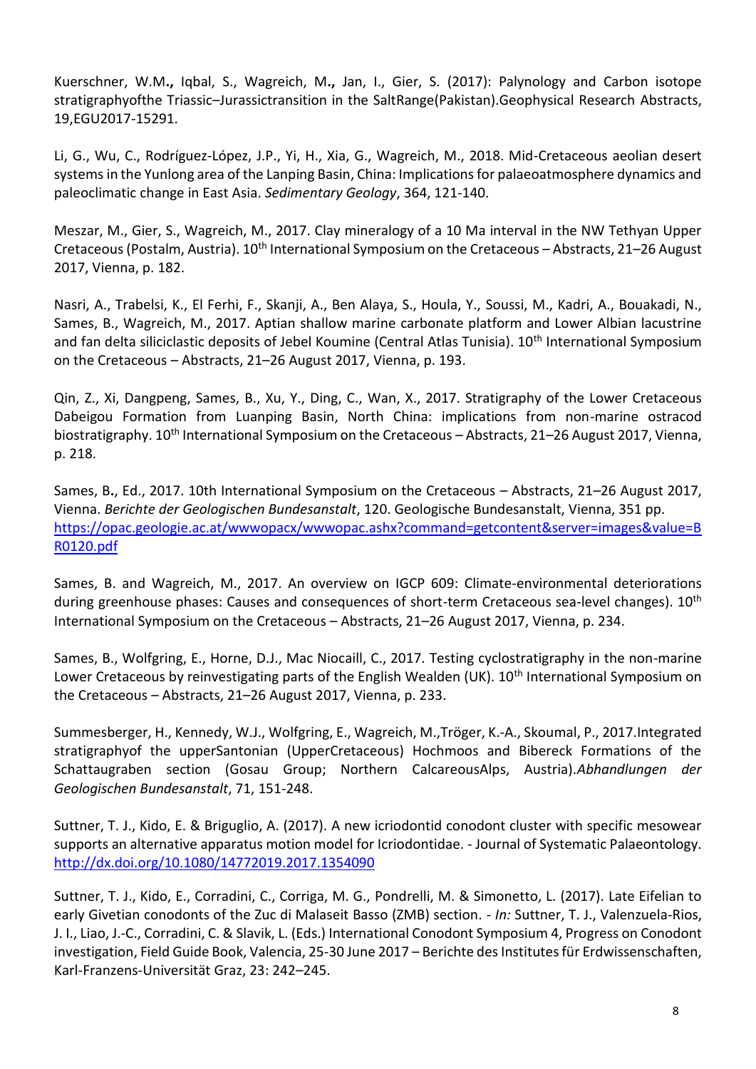Kuerschner, W.M**.,** Iqbal, S., Wagreich, M**.,** Jan, I., Gier, S. (2017): Palynology and Carbon isotope stratigraphyofthe Triassic–Jurassictransition in the SaltRange(Pakistan).Geophysical Research Abstracts, 19,EGU2017-15291.

Li, G., Wu, C., Rodríguez-López, J.P., Yi, H., Xia, G., Wagreich, M., 2018. Mid-Cretaceous aeolian desert systems in the Yunlong area of the Lanping Basin, China: Implications for palaeoatmosphere dynamics and paleoclimatic change in East Asia. *Sedimentary Geology*, 364, 121-140.

Meszar, M., Gier, S., Wagreich, M., 2017. Clay mineralogy of a 10 Ma interval in the NW Tethyan Upper Cretaceous (Postalm, Austria). 10th International Symposium on the Cretaceous – Abstracts, 21–26 August 2017, Vienna, p. 182.

Nasri, A., Trabelsi, K., El Ferhi, F., Skanji, A., Ben Alaya, S., Houla, Y., Soussi, M., Kadri, A., Bouakadi, N., Sames, B., Wagreich, M., 2017. Aptian shallow marine carbonate platform and Lower Albian lacustrine and fan delta siliciclastic deposits of Jebel Koumine (Central Atlas Tunisia). 10th International Symposium on the Cretaceous – Abstracts, 21–26 August 2017, Vienna, p. 193.

Qin, Z., Xi, Dangpeng, Sames, B., Xu, Y., Ding, C., Wan, X., 2017. Stratigraphy of the Lower Cretaceous Dabeigou Formation from Luanping Basin, North China: implications from non-marine ostracod biostratigraphy. 10th International Symposium on the Cretaceous – Abstracts, 21–26 August 2017, Vienna, p. 218.

Sames, B**.**, Ed., 2017. 10th International Symposium on the Cretaceous – Abstracts, 21–26 August 2017, Vienna. *Berichte der Geologischen Bundesanstalt*, 120. Geologische Bundesanstalt, Vienna, 351 pp. https://opac.geologie.ac.at/wwwopacx/wwwopac.ashx?command=getcontent&server=images&value=BR0120.pdf

Sames, B. and Wagreich, M., 2017. An overview on IGCP 609: Climate-environmental deteriorations during greenhouse phases: Causes and consequences of short-term Cretaceous sea-level changes). 10th International Symposium on the Cretaceous – Abstracts, 21–26 August 2017, Vienna, p. 234.

Sames, B., Wolfgring, E., Horne, D.J., Mac Niocaill, C., 2017. Testing cyclostratigraphy in the non-marine Lower Cretaceous by reinvestigating parts of the English Wealden (UK). 10th International Symposium on the Cretaceous – Abstracts, 21–26 August 2017, Vienna, p. 233.

Summesberger, H., Kennedy, W.J., Wolfgring, E., Wagreich, M.,Tröger, K.-A., Skoumal, P., 2017.Integrated stratigraphyof the upperSantonian (UpperCretaceous) Hochmoos and Bibereck Formations of the Schattaugraben section (Gosau Group; Northern CalcareousAlps, Austria).*Abhandlungen der Geologischen Bundesanstalt*, 71, 151-248.

Suttner, T. J., Kido, E. & Briguglio, A. (2017). A new icriodontid conodont cluster with specific mesowear supports an alternative apparatus motion model for Icriodontidae. - Journal of Systematic Palaeontology. http://dx.doi.org/10.1080/14772019.2017.1354090

Suttner, T. J., Kido, E., Corradini, C., Corriga, M. G., Pondrelli, M. & Simonetto, L. (2017). Late Eifelian to early Givetian conodonts of the Zuc di Malaseit Basso (ZMB) section. - *In:* Suttner, T. J., Valenzuela-Rios, J. I., Liao, J.-C., Corradini, C. & Slavik, L. (Eds.) International Conodont Symposium 4, Progress on Conodont investigation, Field Guide Book, Valencia, 25-30 June 2017 – Berichte des Institutes für Erdwissenschaften, Karl-Franzens-Universität Graz, 23: 242–245.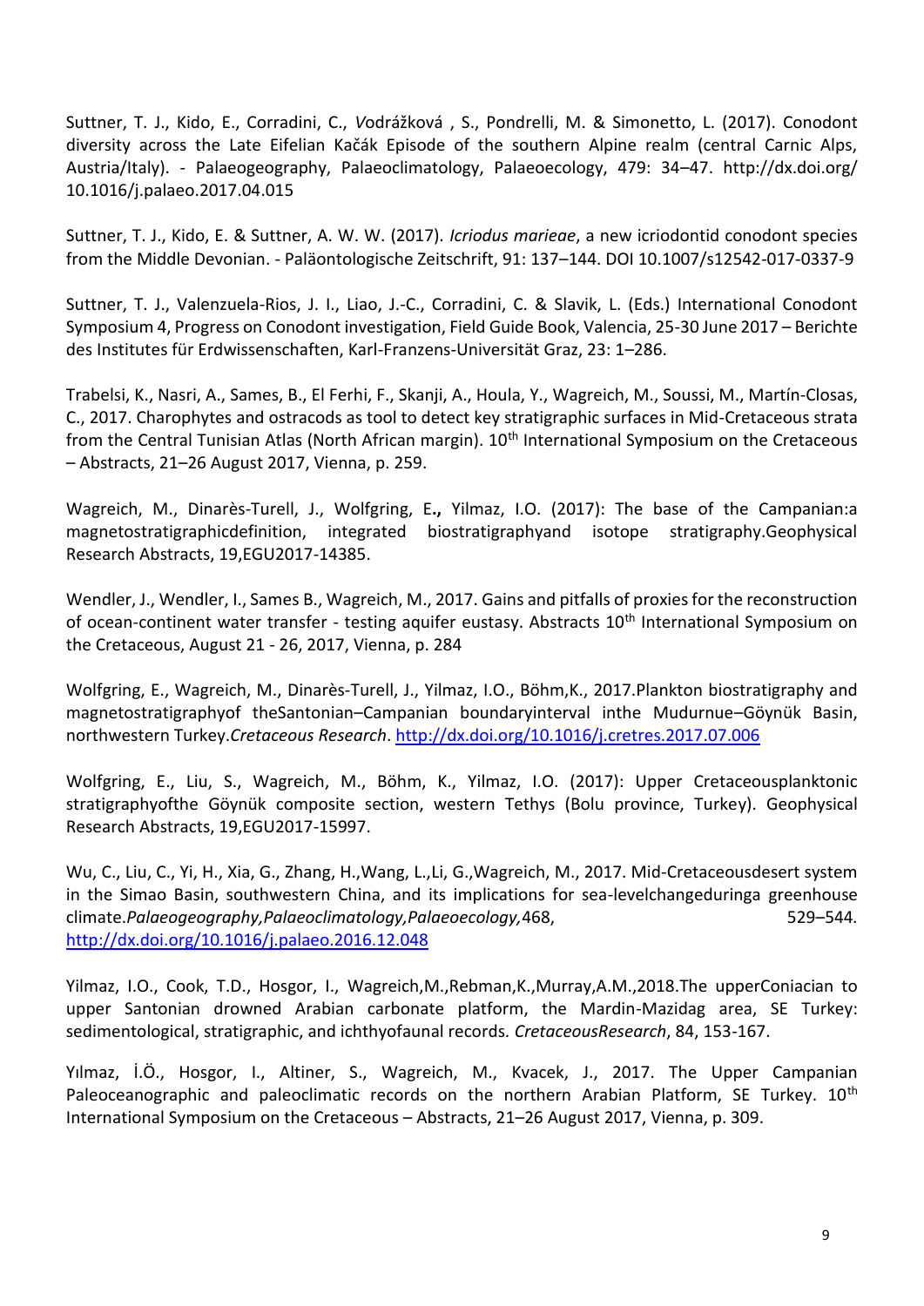Suttner, T. J., Kido, E., Corradini, C., Vodrážková , S., Pondrelli, M. & Simonetto, L. (2017). Conodont diversity across the Late Eifelian Kačák Episode of the southern Alpine realm (central Carnic Alps, Austria/Italy). - Palaeogeography, Palaeoclimatology, Palaeoecology, 479: 34–47. http://dx.doi.org/ 10.1016/j.palaeo.2017.04.015

Suttner, T. J., Kido, E. & Suttner, A. W. W. (2017). *Icriodus marieae*, a new icriodontid conodont species from the Middle Devonian. - Paläontologische Zeitschrift, 91: 137–144. DOI 10.1007/s12542-017-0337-9

Suttner, T. J., Valenzuela-Rios, J. I., Liao, J.-C., Corradini, C. & Slavik, L. (Eds.) International Conodont Symposium 4, Progress on Conodont investigation, Field Guide Book, Valencia, 25-30 June 2017 – Berichte des Institutes für Erdwissenschaften, Karl-Franzens-Universität Graz, 23: 1–286.

Trabelsi, K., Nasri, A., Sames, B., El Ferhi, F., Skanji, A., Houla, Y., Wagreich, M., Soussi, M., Martín-Closas, C., 2017. Charophytes and ostracods as tool to detect key stratigraphic surfaces in Mid-Cretaceous strata from the Central Tunisian Atlas (North African margin). 10th International Symposium on the Cretaceous – Abstracts, 21–26 August 2017, Vienna, p. 259.

Wagreich, M., Dinarès-Turell, J., Wolfgring, E**.**, Yilmaz, I.O. (2017): The base of the Campanian:a magnetostratigraphicdefinition, integrated biostratigraphyand isotope stratigraphy.Geophysical Research Abstracts, 19,EGU2017-14385.

Wendler, J., Wendler, I., Sames B., Wagreich, M., 2017. Gains and pitfalls of proxies for the reconstruction of ocean-continent water transfer - testing aquifer eustasy. Abstracts 10th International Symposium on the Cretaceous, August 21 - 26, 2017, Vienna, p. 284

Wolfgring, E., Wagreich, M., Dinarès-Turell, J., Yilmaz, I.O., Böhm,K., 2017.Plankton biostratigraphy and magnetostratigraphyof theSantonian–Campanian boundaryinterval inthe Mudurnue–Göynük Basin, northwestern Turkey.*Cretaceous Research*. http://dx.doi.org/10.1016/j.cretres.2017.07.006

Wolfgring, E., Liu, S., Wagreich, M., Böhm, K., Yilmaz, I.O. (2017): Upper Cretaceousplanktonic stratigraphyofthe Göynük composite section, western Tethys (Bolu province, Turkey). Geophysical Research Abstracts, 19,EGU2017-15997.

Wu, C., Liu, C., Yi, H., Xia, G., Zhang, H.,Wang, L.,Li, G.,Wagreich, M., 2017. Mid-Cretaceousdesert system in the Simao Basin, southwestern China, and its implications for sea-levelchangeduringa greenhouse climate.*Palaeogeography,Palaeoclimatology,Palaeoecology,*468, 529–544. http://dx.doi.org/10.1016/j.palaeo.2016.12.048

Yilmaz, I.O., Cook, T.D., Hosgor, I., Wagreich,M.,Rebman,K.,Murray,A.M.,2018.The upperConiacian to upper Santonian drowned Arabian carbonate platform, the Mardin-Mazidag area, SE Turkey: sedimentological, stratigraphic, and ichthyofaunal records. *CretaceousResearch*, 84, 153-167.

Yılmaz, İ.Ö., Hosgor, I., Altiner, S., Wagreich, M., Kvacek, J., 2017. The Upper Campanian Paleoceanographic and paleoclimatic records on the northern Arabian Platform, SE Turkey. 10th International Symposium on the Cretaceous – Abstracts, 21–26 August 2017, Vienna, p. 309.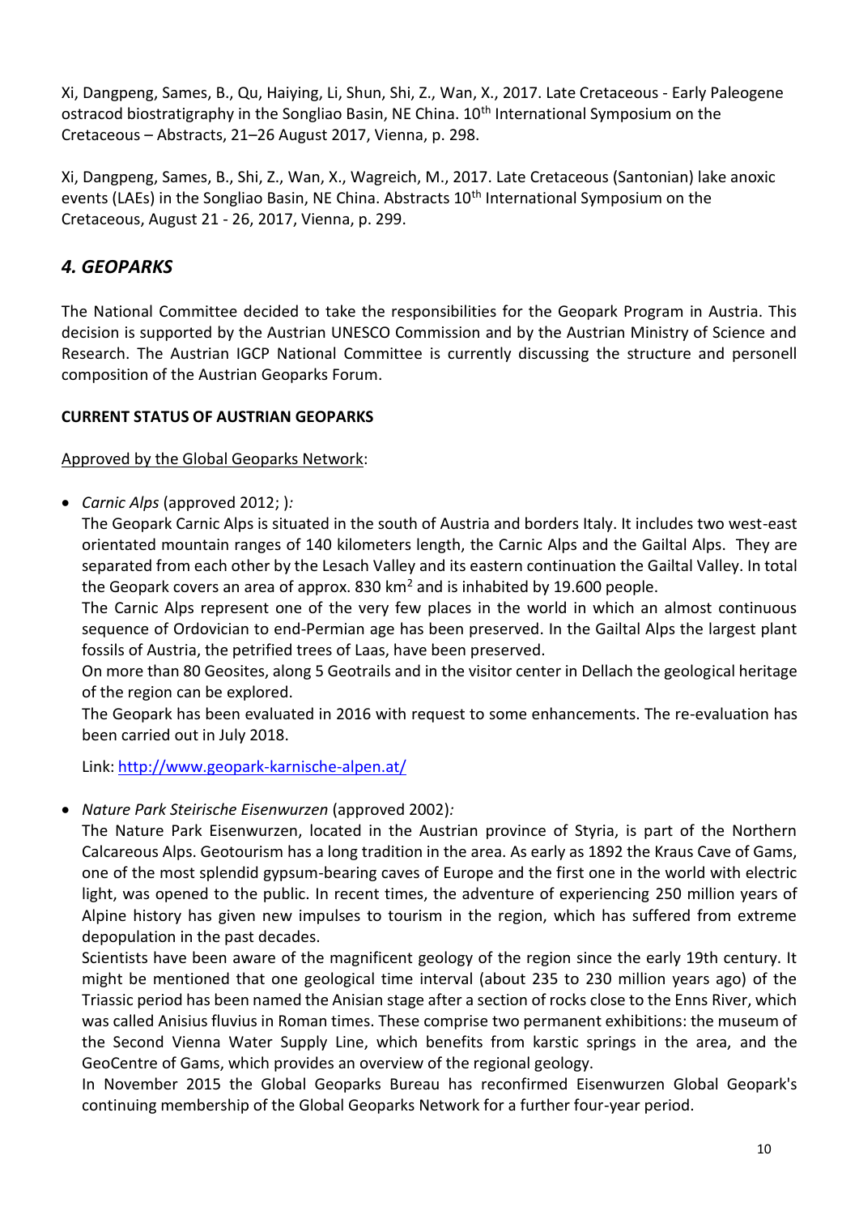Xi, Dangpeng, Sames, B., Qu, Haiying, Li, Shun, Shi, Z., Wan, X., 2017. Late Cretaceous - Early Paleogene ostracod biostratigraphy in the Songliao Basin, NE China. 10th International Symposium on the Cretaceous – Abstracts, 21–26 August 2017, Vienna, p. 298.

Xi, Dangpeng, Sames, B., Shi, Z., Wan, X., Wagreich, M., 2017. Late Cretaceous (Santonian) lake anoxic events (LAEs) in the Songliao Basin, NE China. Abstracts 10th International Symposium on the Cretaceous, August 21 - 26, 2017, Vienna, p. 299.

## *4. GEOPARKS*

The National Committee decided to take the responsibilities for the Geopark Program in Austria. This decision is supported by the Austrian UNESCO Commission and by the Austrian Ministry of Science and Research. The Austrian IGCP National Committee is currently discussing the structure and personell composition of the Austrian Geoparks Forum.

**CURRENT STATUS OF AUSTRIAN GEOPARKS**

Approved by the Global Geoparks Network:

- *Carnic Alps* (approved 2012; )*:*
  The Geopark Carnic Alps is situated in the south of Austria and borders Italy. It includes two west-east orientated mountain ranges of 140 kilometers length, the Carnic Alps and the Gailtal Alps. They are separated from each other by the Lesach Valley and its eastern continuation the Gailtal Valley. In total the Geopark covers an area of approx. 830 km$^2$ and is inhabited by 19.600 people.
  The Carnic Alps represent one of the very few places in the world in which an almost continuous sequence of Ordovician to end-Permian age has been preserved. In the Gailtal Alps the largest plant fossils of Austria, the petrified trees of Laas, have been preserved.
  On more than 80 Geosites, along 5 Geotrails and in the visitor center in Dellach the geological heritage of the region can be explored.
  The Geopark has been evaluated in 2016 with request to some enhancements. The re-evaluation has been carried out in July 2018.

  Link: http://www.geopark-karnische-alpen.at/

- *Nature Park Steirische Eisenwurzen* (approved 2002)*:*
  The Nature Park Eisenwurzen, located in the Austrian province of Styria, is part of the Northern Calcareous Alps. Geotourism has a long tradition in the area. As early as 1892 the Kraus Cave of Gams, one of the most splendid gypsum-bearing caves of Europe and the first one in the world with electric light, was opened to the public. In recent times, the adventure of experiencing 250 million years of Alpine history has given new impulses to tourism in the region, which has suffered from extreme depopulation in the past decades.
  Scientists have been aware of the magnificent geology of the region since the early 19th century. It might be mentioned that one geological time interval (about 235 to 230 million years ago) of the Triassic period has been named the Anisian stage after a section of rocks close to the Enns River, which was called Anisius fluvius in Roman times. These comprise two permanent exhibitions: the museum of the Second Vienna Water Supply Line, which benefits from karstic springs in the area, and the GeoCentre of Gams, which provides an overview of the regional geology.
  In November 2015 the Global Geoparks Bureau has reconfirmed Eisenwurzen Global Geopark's continuing membership of the Global Geoparks Network for a further four-year period.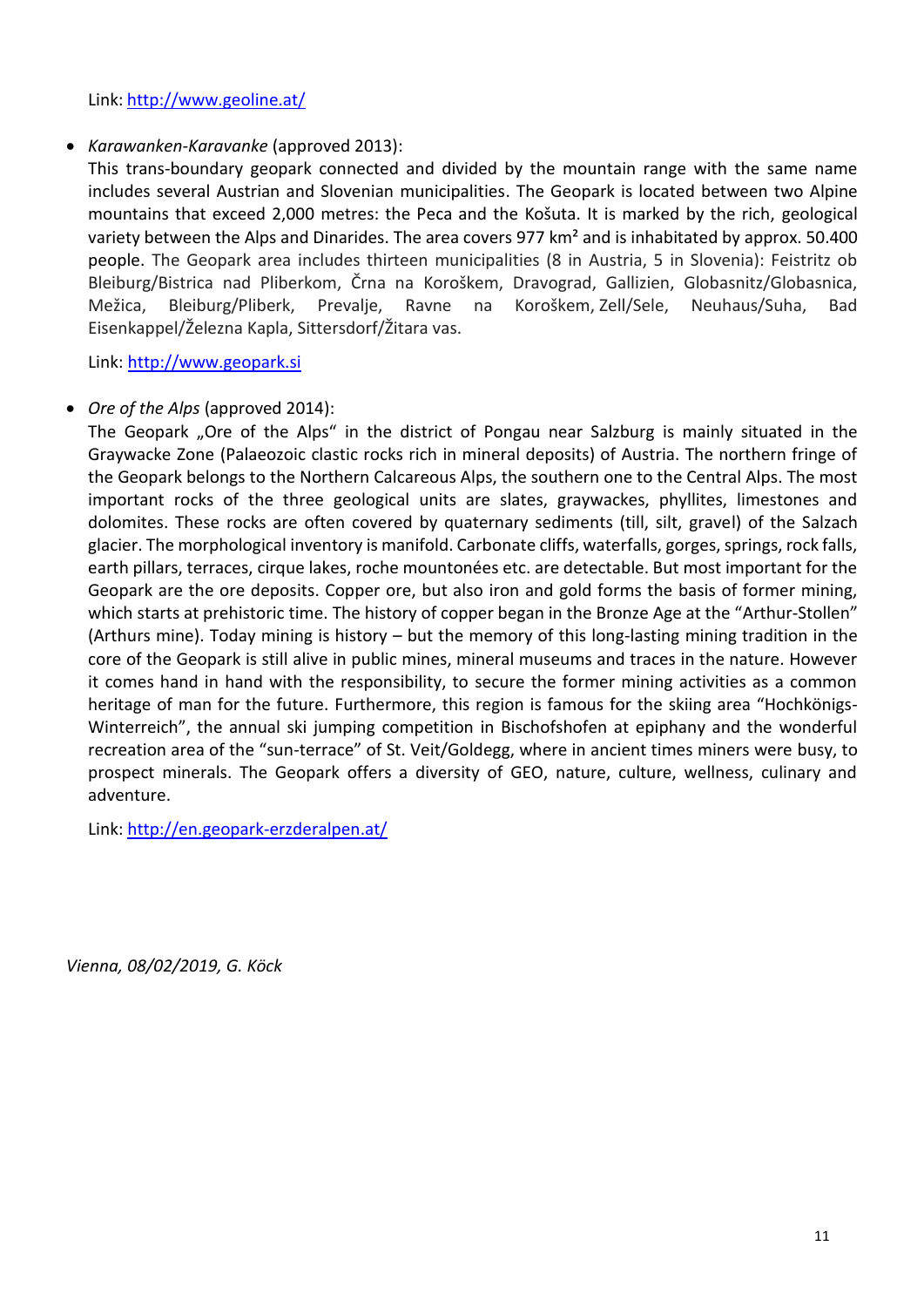Link: http://www.geoline.at/

- *Karawanken-Karavanke* (approved 2013):
  This trans-boundary geopark connected and divided by the mountain range with the same name includes several Austrian and Slovenian municipalities. The Geopark is located between two Alpine mountains that exceed 2,000 metres: the Peca and the Košuta. It is marked by the rich, geological variety between the Alps and Dinarides. The area covers 977 km² and is inhabitated by approx. 50.400 people. The Geopark area includes thirteen municipalities (8 in Austria, 5 in Slovenia): Feistritz ob Bleiburg/Bistrica nad Pliberkom, Črna na Koroškem, Dravograd, Gallizien, Globasnitz/Globasnica, Mežica, Bleiburg/Pliberk, Prevalje, Ravne na Koroškem, Zell/Sele, Neuhaus/Suha, Bad Eisenkappel/Železna Kapla, Sittersdorf/Žitara vas.

  Link: http://www.geopark.si

- *Ore of the Alps* (approved 2014):
  The Geopark „Ore of the Alps" in the district of Pongau near Salzburg is mainly situated in the Graywacke Zone (Palaeozoic clastic rocks rich in mineral deposits) of Austria. The northern fringe of the Geopark belongs to the Northern Calcareous Alps, the southern one to the Central Alps. The most important rocks of the three geological units are slates, graywackes, phyllites, limestones and dolomites. These rocks are often covered by quaternary sediments (till, silt, gravel) of the Salzach glacier. The morphological inventory is manifold. Carbonate cliffs, waterfalls, gorges, springs, rock falls, earth pillars, terraces, cirque lakes, roche mountonées etc. are detectable. But most important for the Geopark are the ore deposits. Copper ore, but also iron and gold forms the basis of former mining, which starts at prehistoric time. The history of copper began in the Bronze Age at the "Arthur-Stollen" (Arthurs mine). Today mining is history – but the memory of this long-lasting mining tradition in the core of the Geopark is still alive in public mines, mineral museums and traces in the nature. However it comes hand in hand with the responsibility, to secure the former mining activities as a common heritage of man for the future. Furthermore, this region is famous for the skiing area "Hochkönigs-Winterreich", the annual ski jumping competition in Bischofshofen at epiphany and the wonderful recreation area of the "sun-terrace" of St. Veit/Goldegg, where in ancient times miners were busy, to prospect minerals. The Geopark offers a diversity of GEO, nature, culture, wellness, culinary and adventure.

  Link: http://en.geopark-erzderalpen.at/

*Vienna, 08/02/2019, G. Köck*